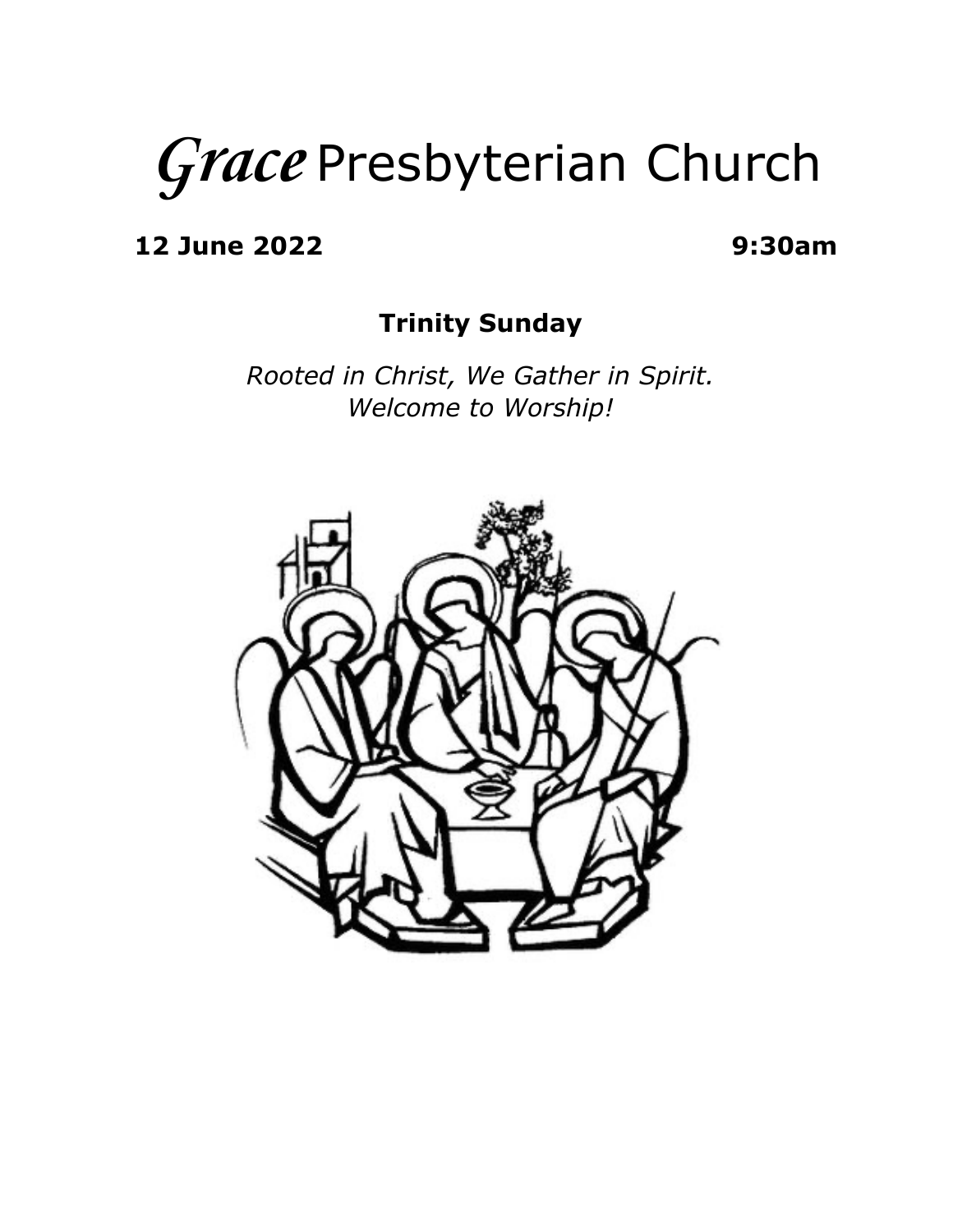# *Grace* Presbyterian Church

**12 June 2022** **9:30am**

**Trinity Sunday**

*Rooted in Christ, We Gather in Spirit.*
*Welcome to Worship!*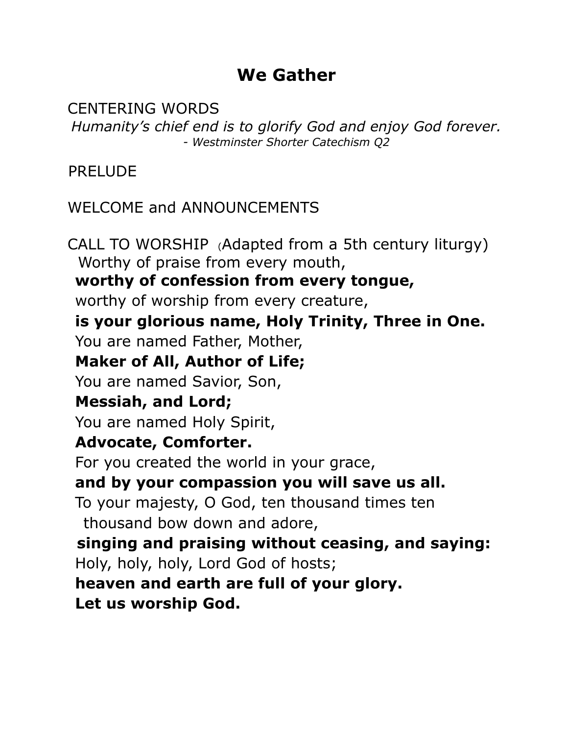# We Gather

CENTERING WORDS

*Humanity's chief end is to glorify God and enjoy God forever.*
*- Westminster Shorter Catechism Q2*

PRELUDE

WELCOME and ANNOUNCEMENTS

CALL TO WORSHIP (Adapted from a 5th century liturgy)

Worthy of praise from every mouth,
**worthy of confession from every tongue,**
worthy of worship from every creature,
**is your glorious name, Holy Trinity, Three in One.**
You are named Father, Mother,
**Maker of All, Author of Life;**
You are named Savior, Son,
**Messiah, and Lord;**
You are named Holy Spirit,
**Advocate, Comforter.**
For you created the world in your grace,
**and by your compassion you will save us all.**
To your majesty, O God, ten thousand times ten thousand bow down and adore,
**singing and praising without ceasing, and saying:**
Holy, holy, holy, Lord God of hosts;
**heaven and earth are full of your glory.**
**Let us worship God.**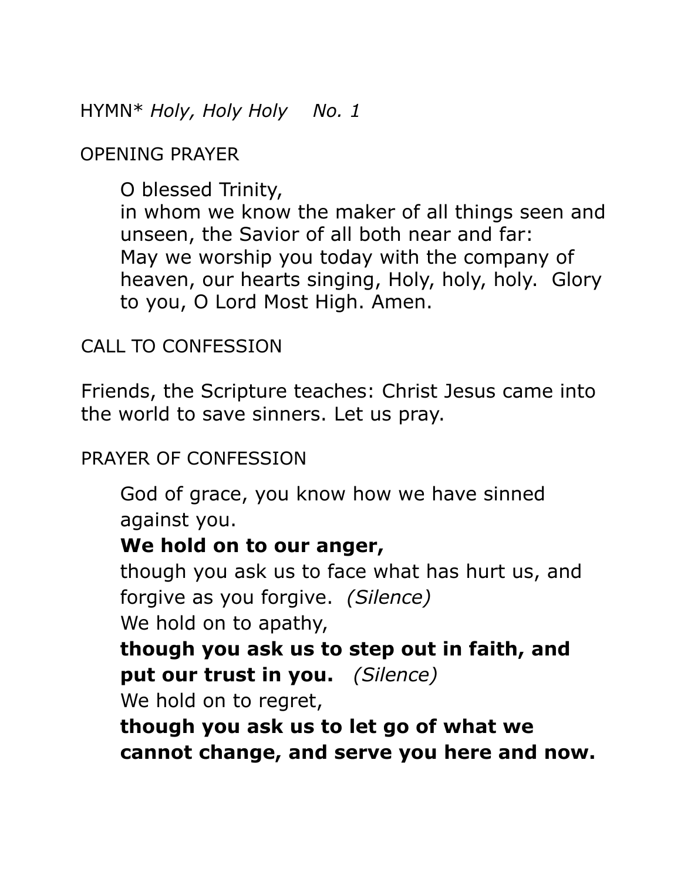HYMN* *Holy, Holy Holy*    *No. 1*

OPENING PRAYER

O blessed Trinity,
in whom we know the maker of all things seen and unseen, the Savior of all both near and far:
May we worship you today with the company of heaven, our hearts singing, Holy, holy, holy.  Glory to you, O Lord Most High. Amen.

CALL TO CONFESSION

Friends, the Scripture teaches: Christ Jesus came into the world to save sinners. Let us pray.

PRAYER OF CONFESSION

God of grace, you know how we have sinned against you.
**We hold on to our anger,**
though you ask us to face what has hurt us, and forgive as you forgive.  *(Silence)*
We hold on to apathy,
**though you ask us to step out in faith, and put our trust in you.**   *(Silence)*
We hold on to regret,
**though you ask us to let go of what we cannot change, and serve you here and now.**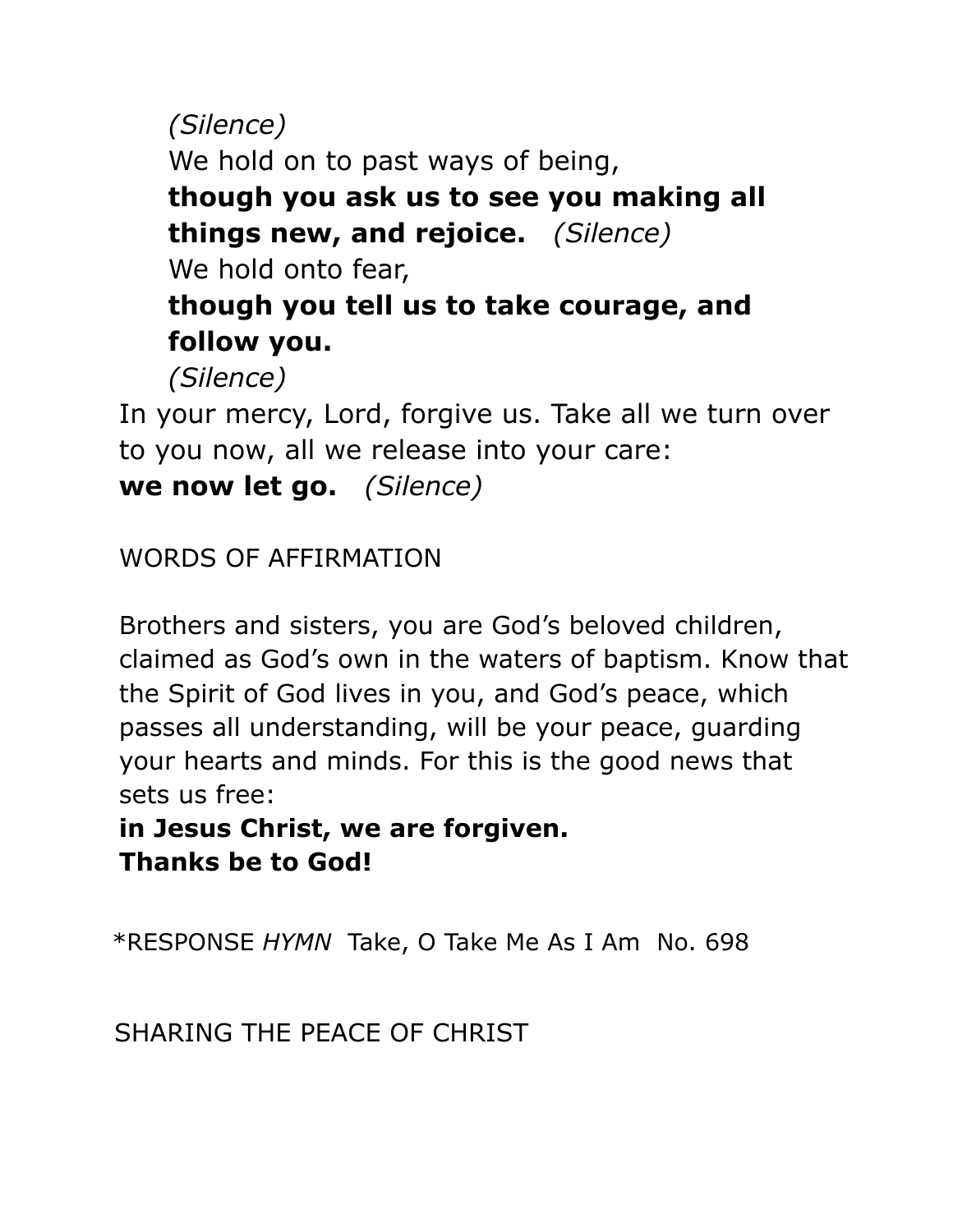*(Silence)*
We hold on to past ways of being,
**though you ask us to see you making all things new, and rejoice.** *(Silence)*
We hold onto fear,
**though you tell us to take courage, and follow you.**
*(Silence)*

In your mercy, Lord, forgive us. Take all we turn over to you now, all we release into your care:
**we now let go.** *(Silence)*

WORDS OF AFFIRMATION

Brothers and sisters, you are God's beloved children, claimed as God's own in the waters of baptism. Know that the Spirit of God lives in you, and God's peace, which passes all understanding, will be your peace, guarding your hearts and minds. For this is the good news that sets us free:
**in Jesus Christ, we are forgiven.**
**Thanks be to God!**

*RESPONSE *HYMN* Take, O Take Me As I Am No. 698

SHARING THE PEACE OF CHRIST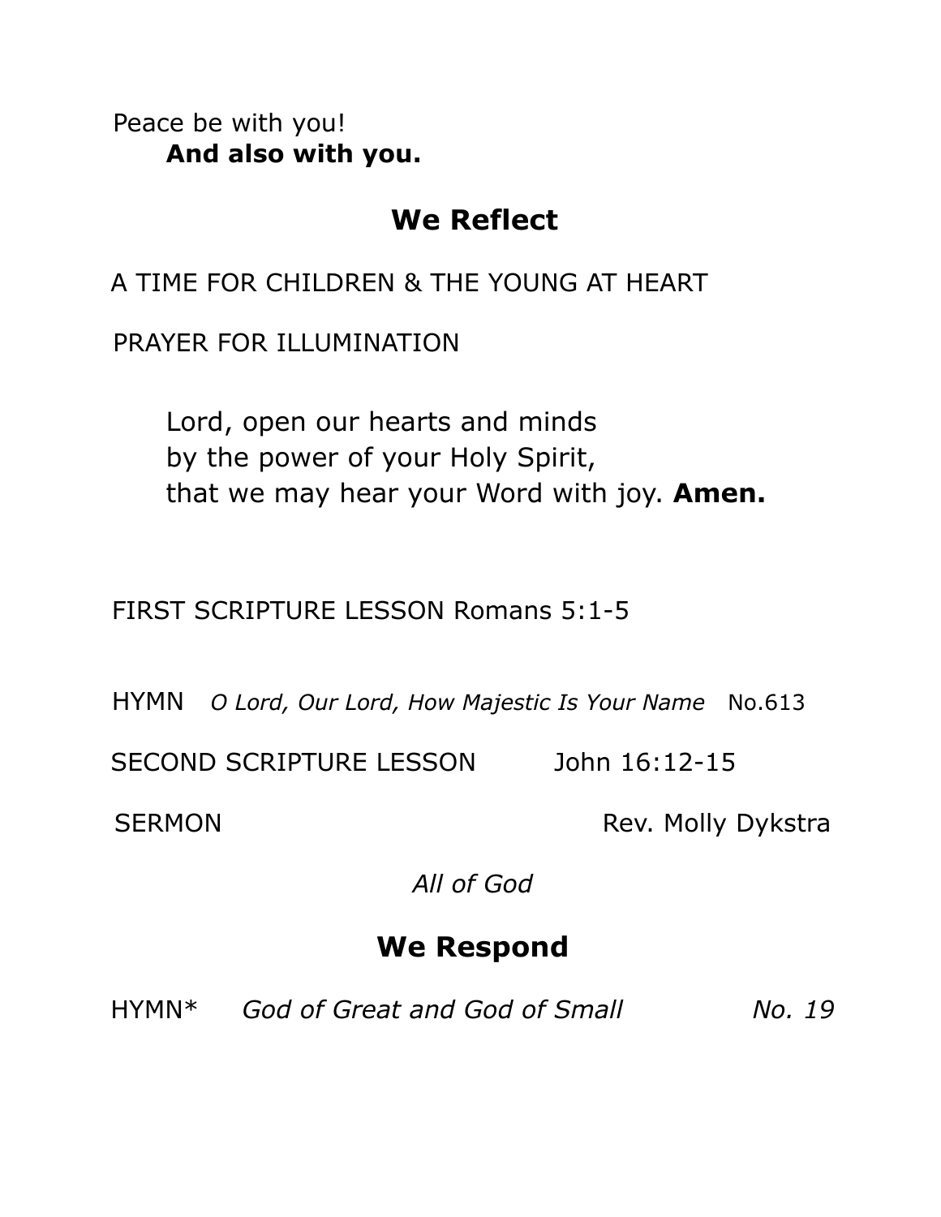Peace be with you!
**And also with you.**

## We Reflect

A TIME FOR CHILDREN & THE YOUNG AT HEART

PRAYER FOR ILLUMINATION

Lord, open our hearts and minds
by the power of your Holy Spirit,
that we may hear your Word with joy. **Amen.**

FIRST SCRIPTURE LESSON Romans 5:1-5

HYMN *O Lord, Our Lord, How Majestic Is Your Name* No.613

SECOND SCRIPTURE LESSON John 16:12-15

SERMON Rev. Molly Dykstra

*All of God*

## We Respond

HYMN* *God of Great and God of Small* *No. 19*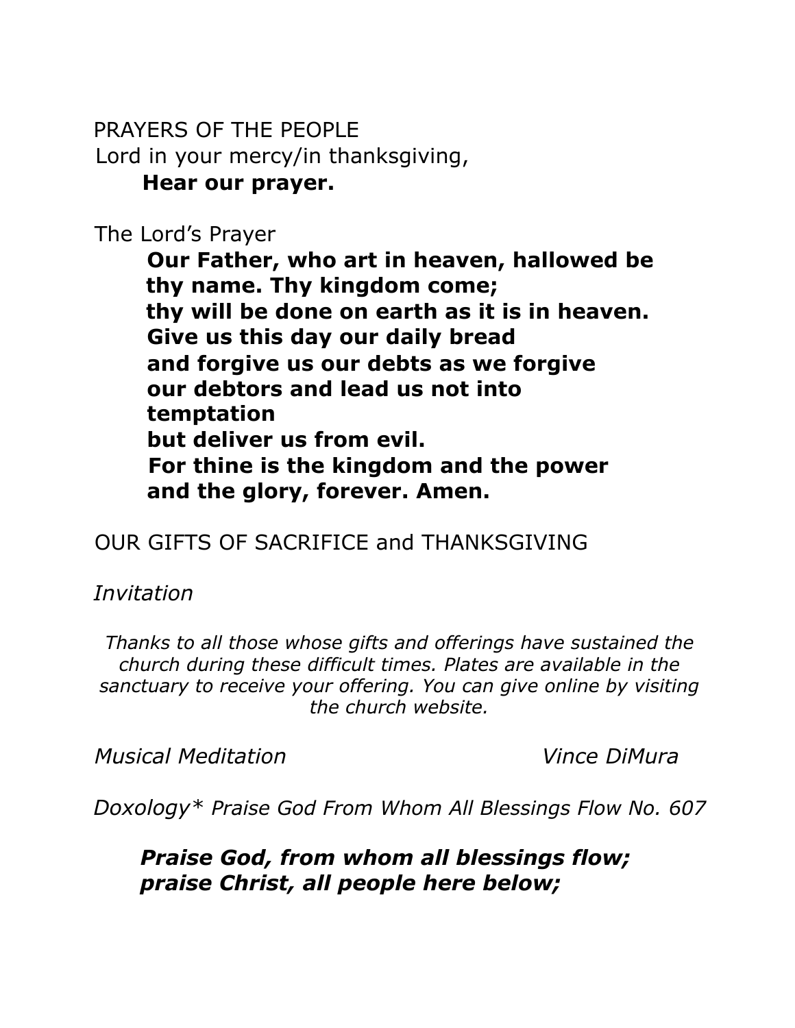PRAYERS OF THE PEOPLE

Lord in your mercy/in thanksgiving,

**Hear our prayer.**

The Lord's Prayer

**Our Father, who art in heaven, hallowed be thy name. Thy kingdom come;**
**thy will be done on earth as it is in heaven.**
**Give us this day our daily bread**
**and forgive us our debts as we forgive our debtors and lead us not into temptation**
**but deliver us from evil.**
**For thine is the kingdom and the power and the glory, forever. Amen.**

OUR GIFTS OF SACRIFICE and THANKSGIVING

*Invitation*

*Thanks to all those whose gifts and offerings have sustained the church during these difficult times. Plates are available in the sanctuary to receive your offering. You can give online by visiting the church website.*

*Musical Meditation* *Vince DiMura*

*Doxology** *Praise God From Whom All Blessings Flow No. 607*

***Praise God, from whom all blessings flow;***
***praise Christ, all people here below;***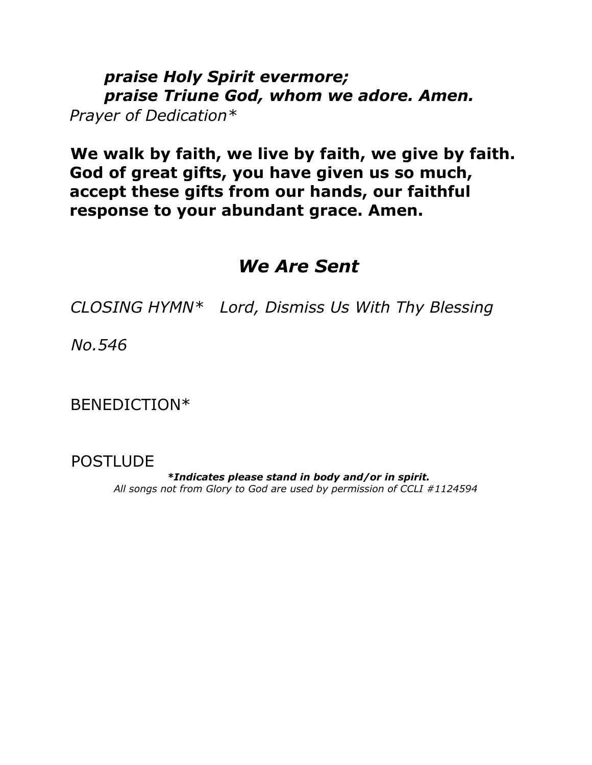***praise Holy Spirit evermore;***
***praise Triune God, whom we adore. Amen.***

*Prayer of Dedication**

**We walk by faith, we live by faith, we give by faith. God of great gifts, you have given us so much, accept these gifts from our hands, our faithful response to your abundant grace. Amen.**

## *We Are Sent*

*CLOSING HYMN*  Lord, Dismiss Us With Thy Blessing*

*No.546*

BENEDICTION*

POSTLUDE

***Indicates please stand in body and/or in spirit.***

*All songs not from Glory to God are used by permission of CCLI #1124594*